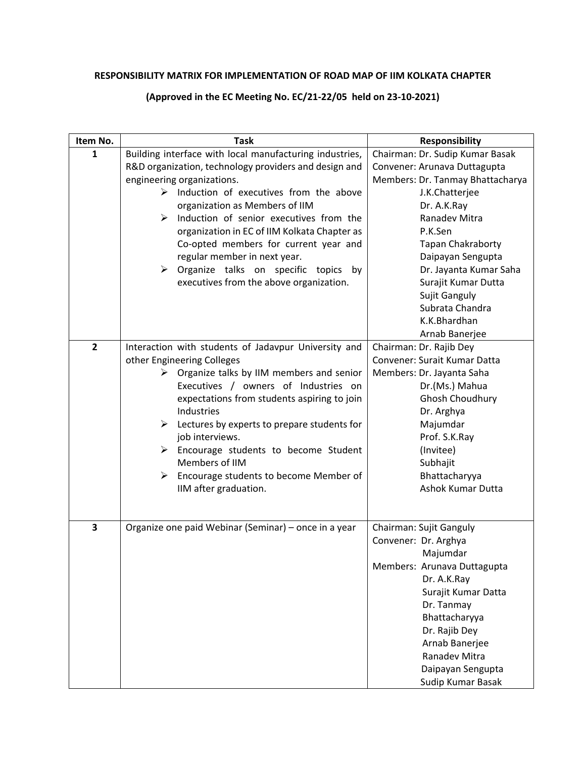**RESPONSIBILITY MATRIX FOR IMPLEMENTATION OF ROAD MAP OF IIM KOLKATA CHAPTER**

**(Approved in the EC Meeting No. EC/21-22/05 held on 23-10-2021)**

| Item No. | Task | Responsibility |
|---|---|---|
| **1** | Building interface with local manufacturing industries, R&D organization, technology providers and design and engineering organizations.<br>➢ Induction of executives from the above organization as Members of IIM<br>➢ Induction of senior executives from the organization in EC of IIM Kolkata Chapter as Co-opted members for current year and regular member in next year.<br>➢ Organize talks on specific topics by executives from the above organization. | Chairman: Dr. Sudip Kumar Basak<br>Convener: Arunava Duttagupta<br>Members: Dr. Tanmay Bhattacharya<br>J.K.Chatterjee<br>Dr. A.K.Ray<br>Ranadev Mitra<br>P.K.Sen<br>Tapan Chakraborty<br>Daipayan Sengupta<br>Dr. Jayanta Kumar Saha<br>Surajit Kumar Dutta<br>Sujit Ganguly<br>Subrata Chandra<br>K.K.Bhardhan<br>Arnab Banerjee |
| **2** | Interaction with students of Jadavpur University and other Engineering Colleges<br>➢ Organize talks by IIM members and senior Executives / owners of Industries on expectations from students aspiring to join Industries<br>➢ Lectures by experts to prepare students for job interviews.<br>➢ Encourage students to become Student Members of IIM<br>➢ Encourage students to become Member of IIM after graduation. | Chairman: Dr. Rajib Dey<br>Convener: Surait Kumar Datta<br>Members: Dr. Jayanta Saha<br>Dr.(Ms.) Mahua Ghosh Choudhury<br>Dr. Arghya Majumdar<br>Prof. S.K.Ray (Invitee)<br>Subhajit Bhattacharyya<br>Ashok Kumar Dutta |
| **3** | Organize one paid Webinar (Seminar) – once in a year | Chairman: Sujit Ganguly<br>Convener: Dr. Arghya Majumdar<br>Members: Arunava Duttagupta<br>Dr. A.K.Ray<br>Surajit Kumar Datta<br>Dr. Tanmay Bhattacharyya<br>Dr. Rajib Dey<br>Arnab Banerjee<br>Ranadev Mitra<br>Daipayan Sengupta<br>Sudip Kumar Basak |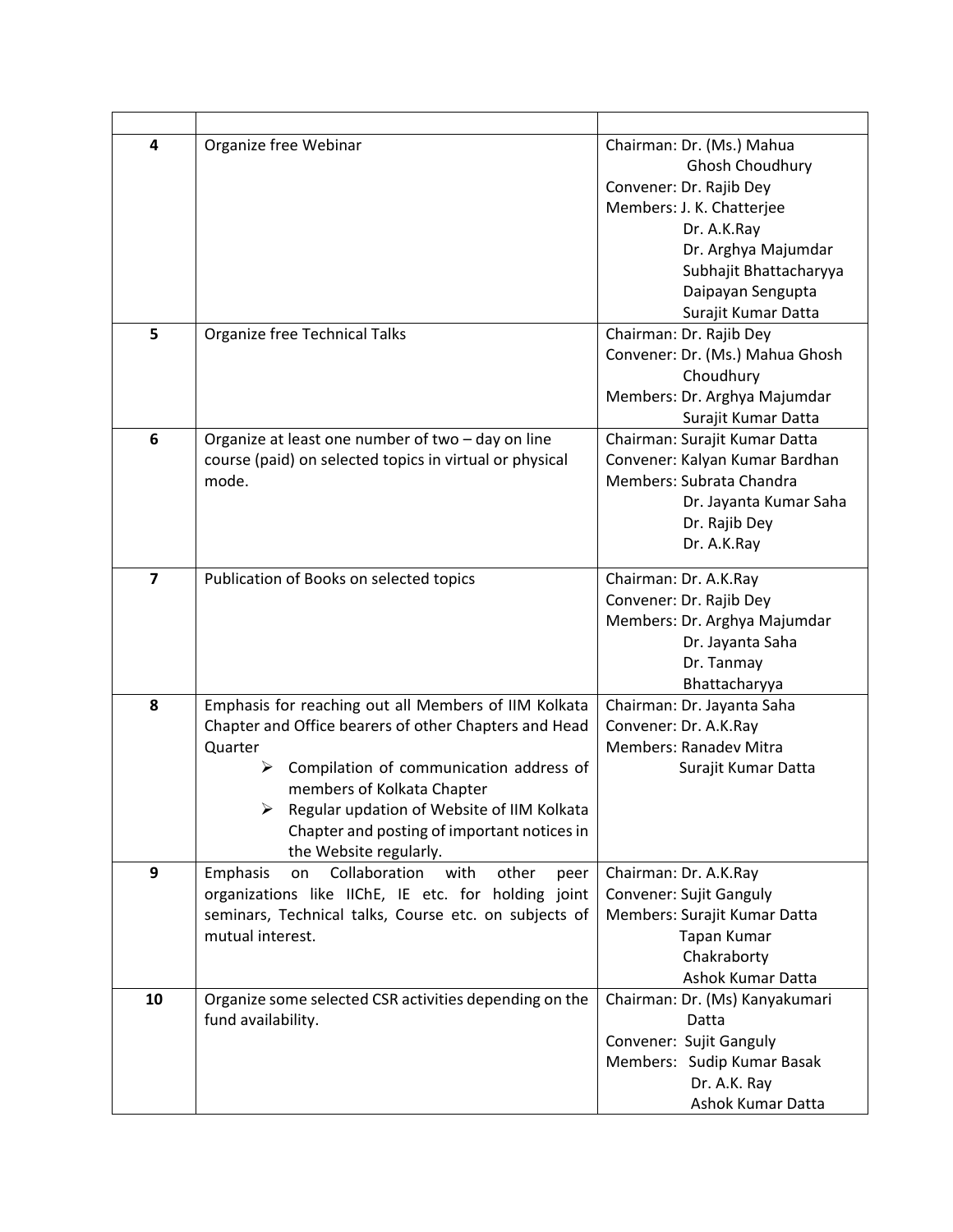| | | |
|---|---|---|
| 4 | Organize free Webinar | Chairman: Dr. (Ms.) Mahua Ghosh Choudhury<br>Convener: Dr. Rajib Dey<br>Members: J. K. Chatterjee<br>Dr. A.K.Ray<br>Dr. Arghya Majumdar<br>Subhajit Bhattacharyya<br>Daipayan Sengupta<br>Surajit Kumar Datta |
| 5 | Organize free Technical Talks | Chairman: Dr. Rajib Dey<br>Convener: Dr. (Ms.) Mahua Ghosh Choudhury<br>Members: Dr. Arghya Majumdar<br>Surajit Kumar Datta |
| 6 | Organize at least one number of two – day on line course (paid) on selected topics in virtual or physical mode. | Chairman: Surajit Kumar Datta<br>Convener: Kalyan Kumar Bardhan<br>Members: Subrata Chandra<br>Dr. Jayanta Kumar Saha<br>Dr. Rajib Dey<br>Dr. A.K.Ray |
| 7 | Publication of Books on selected topics | Chairman: Dr. A.K.Ray<br>Convener: Dr. Rajib Dey<br>Members: Dr. Arghya Majumdar<br>Dr. Jayanta Saha<br>Dr. Tanmay Bhattacharyya |
| 8 | Emphasis for reaching out all Members of IIM Kolkata Chapter and Office bearers of other Chapters and Head Quarter<br>➢ Compilation of communication address of members of Kolkata Chapter<br>➢ Regular updation of Website of IIM Kolkata Chapter and posting of important notices in the Website regularly. | Chairman: Dr. Jayanta Saha<br>Convener: Dr. A.K.Ray<br>Members: Ranadev Mitra<br>Surajit Kumar Datta |
| 9 | Emphasis on Collaboration with other peer organizations like IIChE, IE etc. for holding joint seminars, Technical talks, Course etc. on subjects of mutual interest. | Chairman: Dr. A.K.Ray<br>Convener: Sujit Ganguly<br>Members: Surajit Kumar Datta<br>Tapan Kumar Chakraborty<br>Ashok Kumar Datta |
| 10 | Organize some selected CSR activities depending on the fund availability. | Chairman: Dr. (Ms) Kanyakumari Datta<br>Convener: Sujit Ganguly<br>Members: Sudip Kumar Basak<br>Dr. A.K. Ray<br>Ashok Kumar Datta |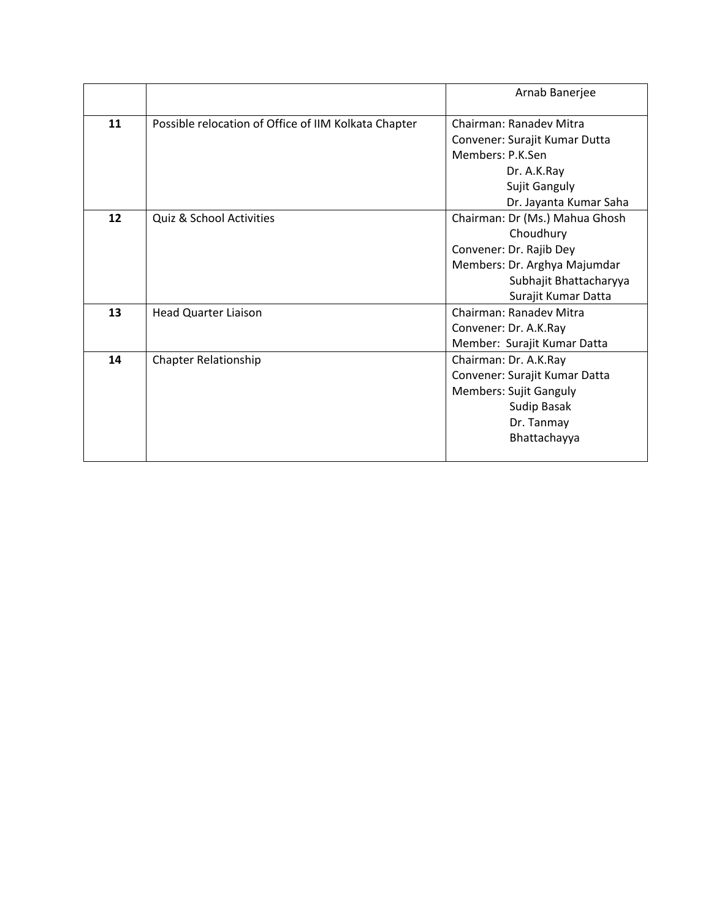| | | |
|---|---|---|
| | | Arnab Banerjee |
| **11** | Possible relocation of Office of IIM Kolkata Chapter | Chairman: Ranadev Mitra<br>Convener: Surajit Kumar Dutta<br>Members: P.K.Sen<br>Dr. A.K.Ray<br>Sujit Ganguly<br>Dr. Jayanta Kumar Saha |
| **12** | Quiz & School Activities | Chairman: Dr (Ms.) Mahua Ghosh Choudhury<br>Convener: Dr. Rajib Dey<br>Members: Dr. Arghya Majumdar<br>Subhajit Bhattacharyya<br>Surajit Kumar Datta |
| **13** | Head Quarter Liaison | Chairman: Ranadev Mitra<br>Convener: Dr. A.K.Ray<br>Member: Surajit Kumar Datta |
| **14** | Chapter Relationship | Chairman: Dr. A.K.Ray<br>Convener: Surajit Kumar Datta<br>Members: Sujit Ganguly<br>Sudip Basak<br>Dr. Tanmay Bhattachayya |